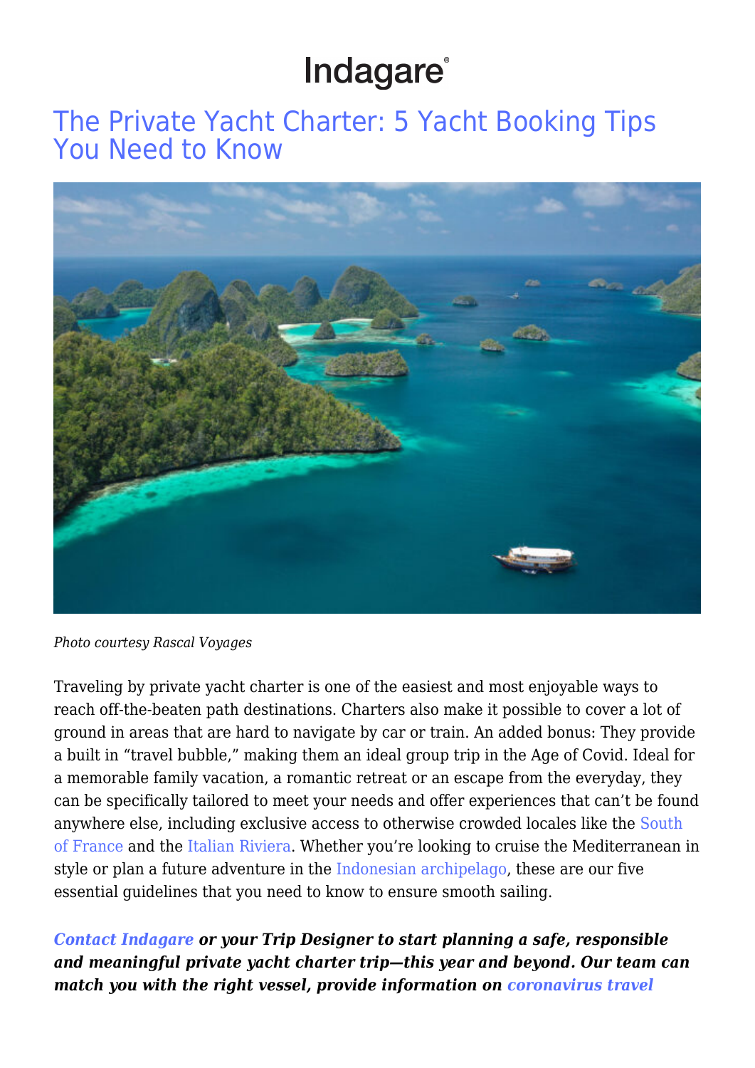Indagare

# The Private Yacht Charter: 5 Yacht Booking Tips You Need to Know

*Photo courtesy Rascal Voyages*

Traveling by private yacht charter is one of the easiest and most enjoyable ways to reach off-the-beaten path destinations. Charters also make it possible to cover a lot of ground in areas that are hard to navigate by car or train. An added bonus: They provide a built in "travel bubble," making them an ideal group trip in the Age of Covid. Ideal for a memorable family vacation, a romantic retreat or an escape from the everyday, they can be specifically tailored to meet your needs and offer experiences that can't be found anywhere else, including exclusive access to otherwise crowded locales like the South of France and the Italian Riviera. Whether you're looking to cruise the Mediterranean in style or plan a future adventure in the Indonesian archipelago, these are our five essential guidelines that you need to know to ensure smooth sailing.

***Contact Indagare or your Trip Designer to start planning a safe, responsible and meaningful private yacht charter trip—this year and beyond. Our team can match you with the right vessel, provide information on coronavirus travel***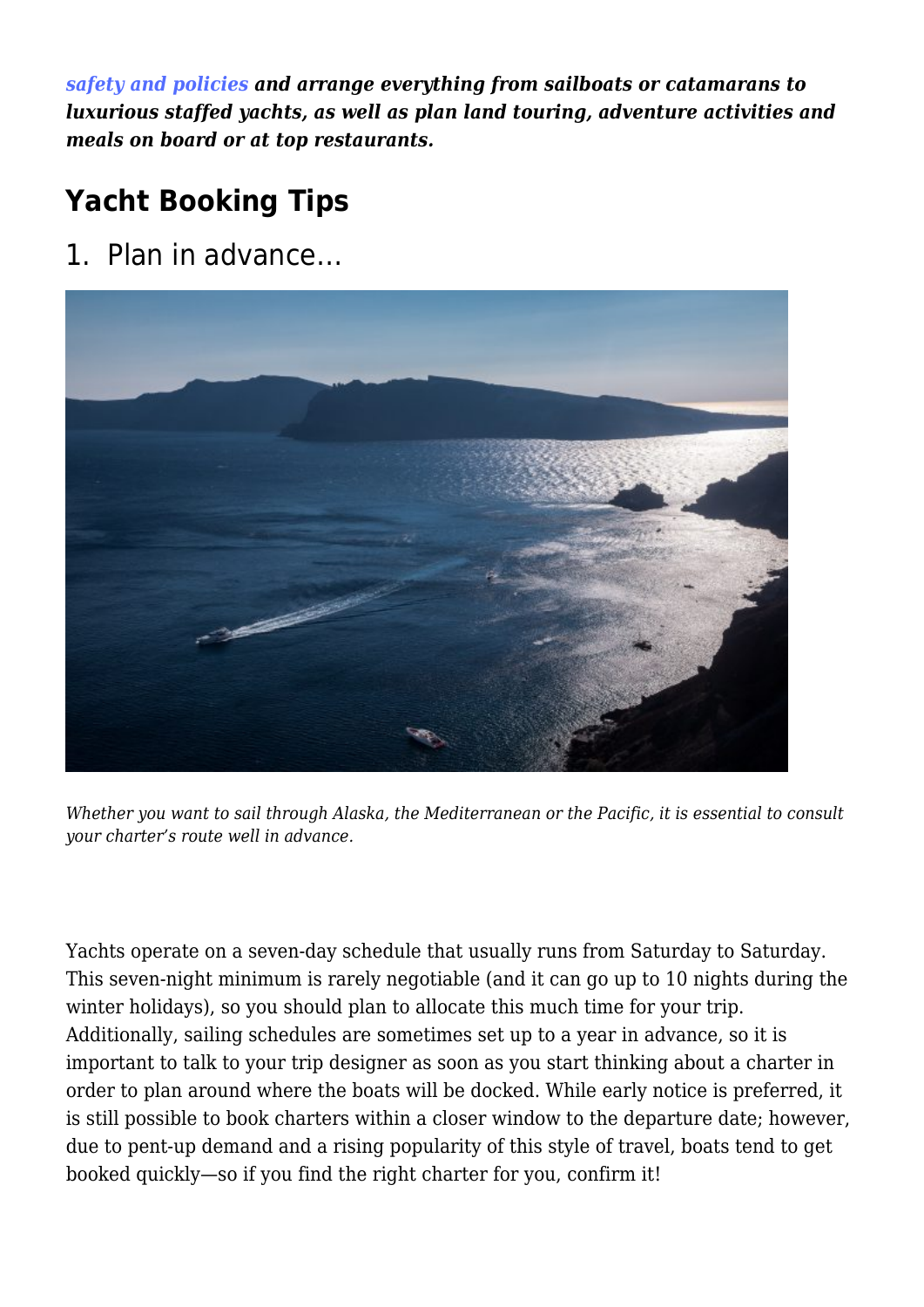***safety and policies* and arrange everything from sailboats or catamarans to luxurious staffed yachts, as well as plan land touring, adventure activities and meals on board or at top restaurants.**

## Yacht Booking Tips

1. Plan in advance…

*Whether you want to sail through Alaska, the Mediterranean or the Pacific, it is essential to consult your charter's route well in advance.*

Yachts operate on a seven-day schedule that usually runs from Saturday to Saturday. This seven-night minimum is rarely negotiable (and it can go up to 10 nights during the winter holidays), so you should plan to allocate this much time for your trip. Additionally, sailing schedules are sometimes set up to a year in advance, so it is important to talk to your trip designer as soon as you start thinking about a charter in order to plan around where the boats will be docked. While early notice is preferred, it is still possible to book charters within a closer window to the departure date; however, due to pent-up demand and a rising popularity of this style of travel, boats tend to get booked quickly—so if you find the right charter for you, confirm it!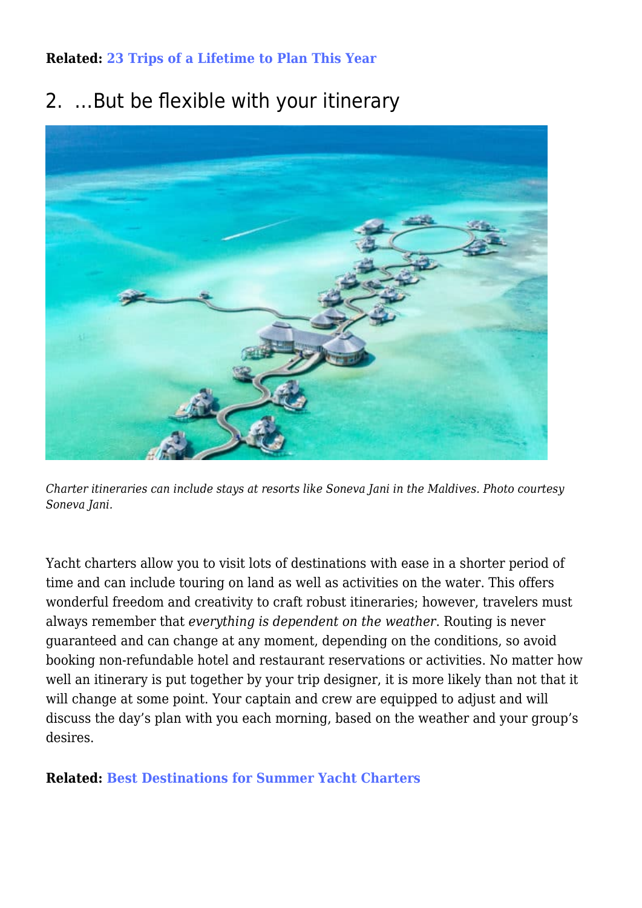**Related: 23 Trips of a Lifetime to Plan This Year**

## 2. …But be flexible with your itinerary

*Charter itineraries can include stays at resorts like Soneva Jani in the Maldives. Photo courtesy Soneva Jani.*

Yacht charters allow you to visit lots of destinations with ease in a shorter period of time and can include touring on land as well as activities on the water. This offers wonderful freedom and creativity to craft robust itineraries; however, travelers must always remember that *everything is dependent on the weather*. Routing is never guaranteed and can change at any moment, depending on the conditions, so avoid booking non-refundable hotel and restaurant reservations or activities. No matter how well an itinerary is put together by your trip designer, it is more likely than not that it will change at some point. Your captain and crew are equipped to adjust and will discuss the day's plan with you each morning, based on the weather and your group's desires.

**Related: Best Destinations for Summer Yacht Charters**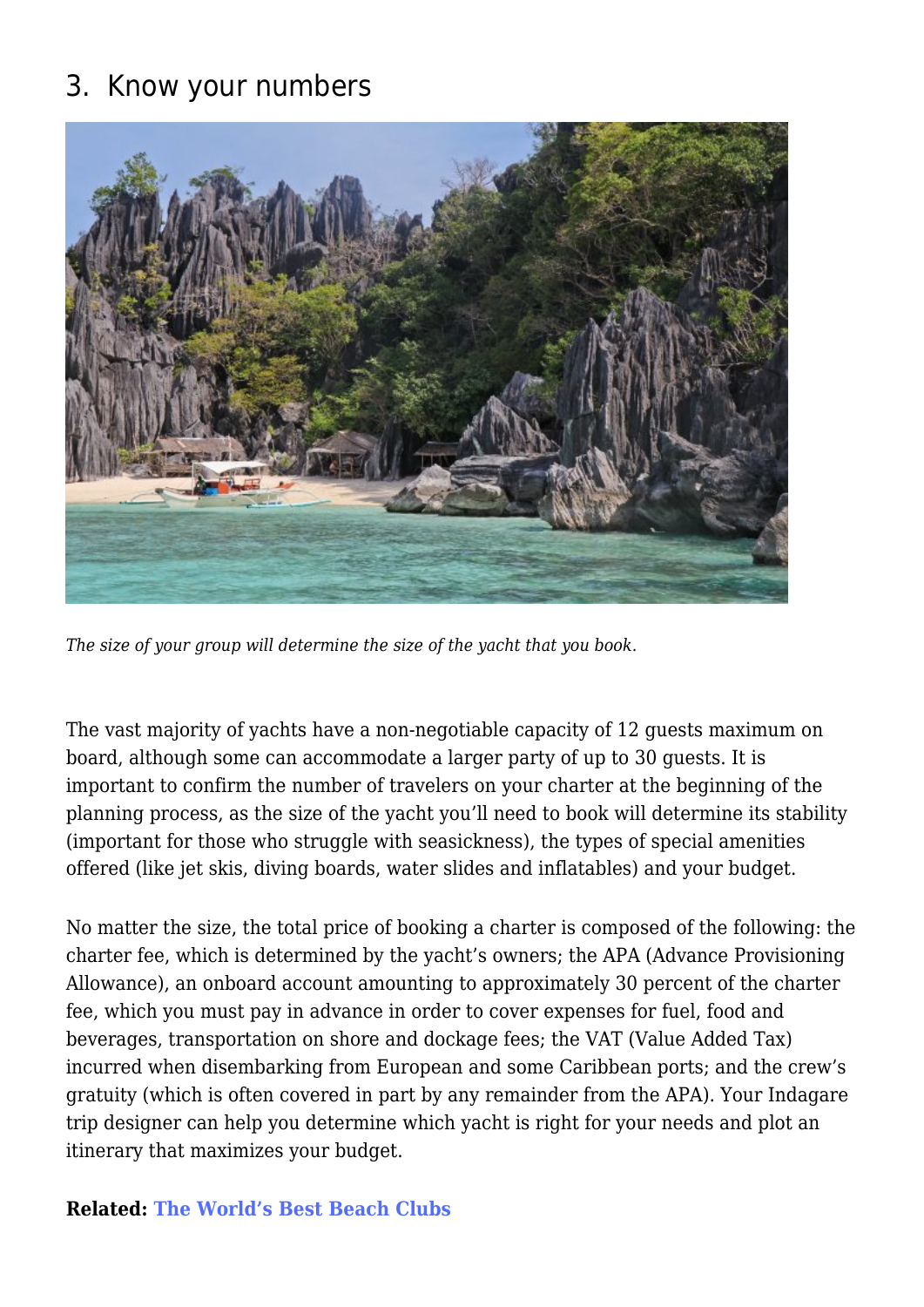## 3. Know your numbers

*The size of your group will determine the size of the yacht that you book.*

The vast majority of yachts have a non-negotiable capacity of 12 guests maximum on board, although some can accommodate a larger party of up to 30 guests. It is important to confirm the number of travelers on your charter at the beginning of the planning process, as the size of the yacht you'll need to book will determine its stability (important for those who struggle with seasickness), the types of special amenities offered (like jet skis, diving boards, water slides and inflatables) and your budget.

No matter the size, the total price of booking a charter is composed of the following: the charter fee, which is determined by the yacht's owners; the APA (Advance Provisioning Allowance), an onboard account amounting to approximately 30 percent of the charter fee, which you must pay in advance in order to cover expenses for fuel, food and beverages, transportation on shore and dockage fees; the VAT (Value Added Tax) incurred when disembarking from European and some Caribbean ports; and the crew's gratuity (which is often covered in part by any remainder from the APA). Your Indagare trip designer can help you determine which yacht is right for your needs and plot an itinerary that maximizes your budget.

**Related: The World's Best Beach Clubs**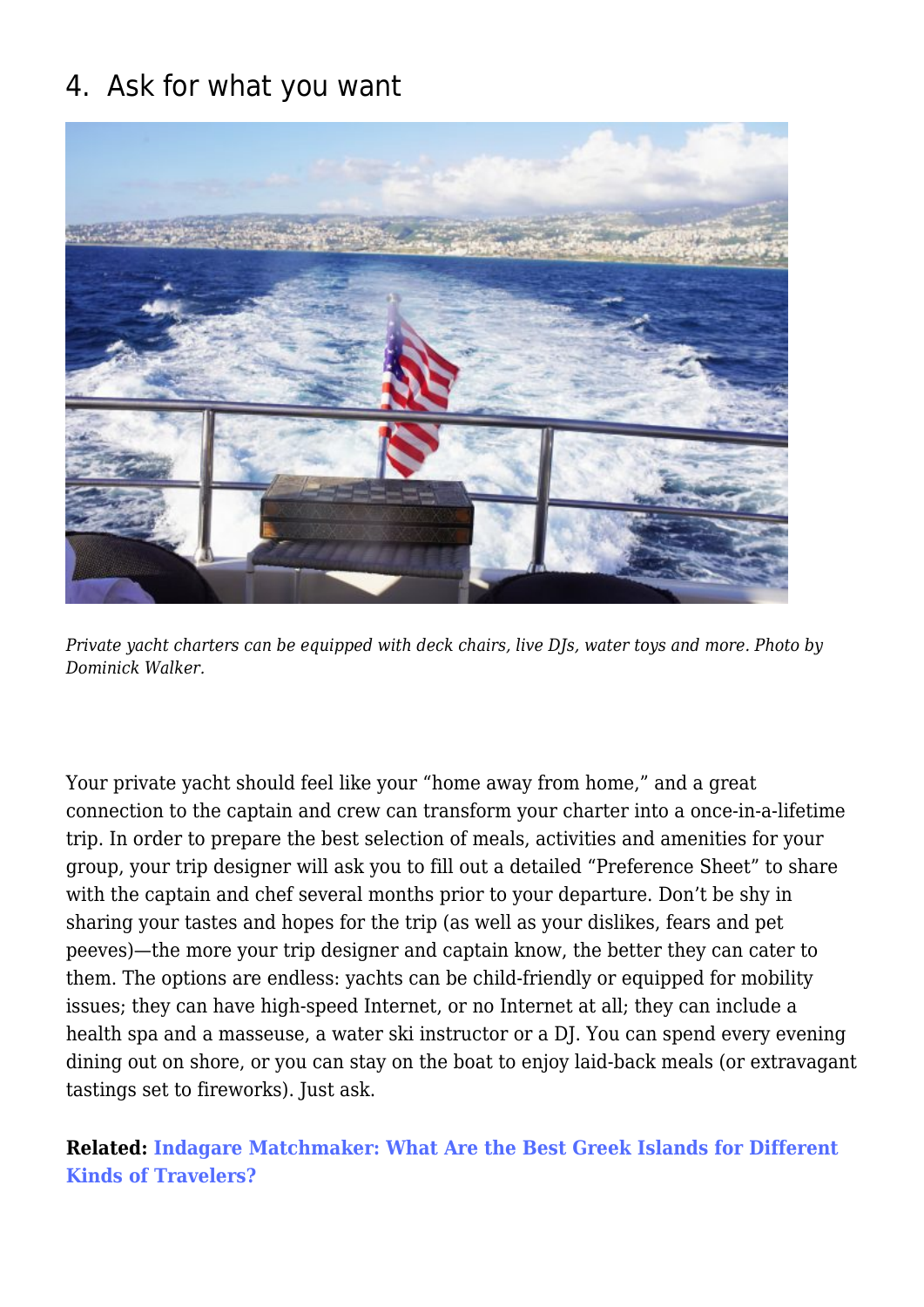## 4. Ask for what you want

*Private yacht charters can be equipped with deck chairs, live DJs, water toys and more. Photo by Dominick Walker.*

Your private yacht should feel like your "home away from home," and a great connection to the captain and crew can transform your charter into a once-in-a-lifetime trip. In order to prepare the best selection of meals, activities and amenities for your group, your trip designer will ask you to fill out a detailed "Preference Sheet" to share with the captain and chef several months prior to your departure. Don't be shy in sharing your tastes and hopes for the trip (as well as your dislikes, fears and pet peeves)—the more your trip designer and captain know, the better they can cater to them. The options are endless: yachts can be child-friendly or equipped for mobility issues; they can have high-speed Internet, or no Internet at all; they can include a health spa and a masseuse, a water ski instructor or a DJ. You can spend every evening dining out on shore, or you can stay on the boat to enjoy laid-back meals (or extravagant tastings set to fireworks). Just ask.

**Related: Indagare Matchmaker: What Are the Best Greek Islands for Different Kinds of Travelers?**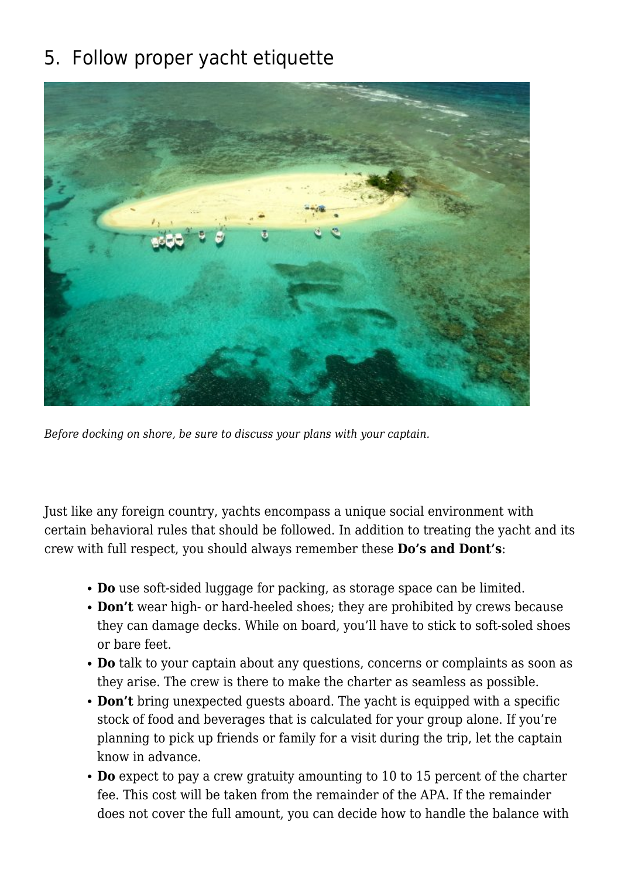## 5. Follow proper yacht etiquette

*Before docking on shore, be sure to discuss your plans with your captain.*

Just like any foreign country, yachts encompass a unique social environment with certain behavioral rules that should be followed. In addition to treating the yacht and its crew with full respect, you should always remember these **Do's and Dont's**:

- **Do** use soft-sided luggage for packing, as storage space can be limited.
- **Don't** wear high- or hard-heeled shoes; they are prohibited by crews because they can damage decks. While on board, you'll have to stick to soft-soled shoes or bare feet.
- **Do** talk to your captain about any questions, concerns or complaints as soon as they arise. The crew is there to make the charter as seamless as possible.
- **Don't** bring unexpected guests aboard. The yacht is equipped with a specific stock of food and beverages that is calculated for your group alone. If you're planning to pick up friends or family for a visit during the trip, let the captain know in advance.
- **Do** expect to pay a crew gratuity amounting to 10 to 15 percent of the charter fee. This cost will be taken from the remainder of the APA. If the remainder does not cover the full amount, you can decide how to handle the balance with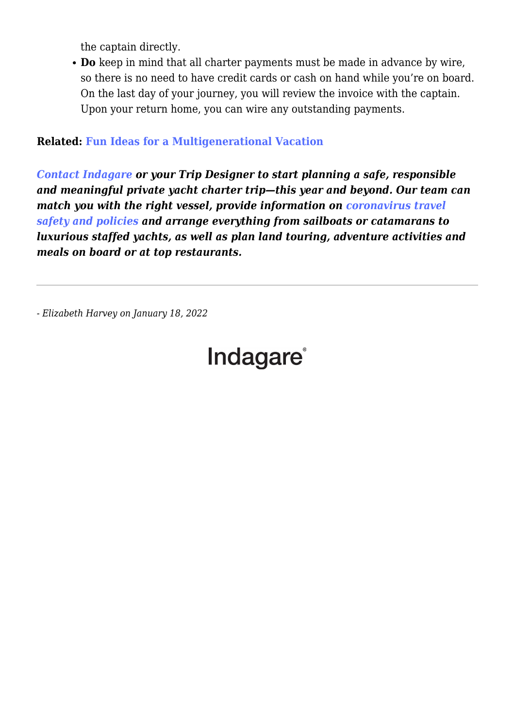the captain directly.

- **Do** keep in mind that all charter payments must be made in advance by wire, so there is no need to have credit cards or cash on hand while you're on board. On the last day of your journey, you will review the invoice with the captain. Upon your return home, you can wire any outstanding payments.

**Related: Fun Ideas for a Multigenerational Vacation**

***Contact Indagare or your Trip Designer to start planning a safe, responsible and meaningful private yacht charter trip—this year and beyond. Our team can match you with the right vessel, provide information on coronavirus travel safety and policies and arrange everything from sailboats or catamarans to luxurious staffed yachts, as well as plan land touring, adventure activities and meals on board or at top restaurants.***

---

*- Elizabeth Harvey on January 18, 2022*

Indagare®